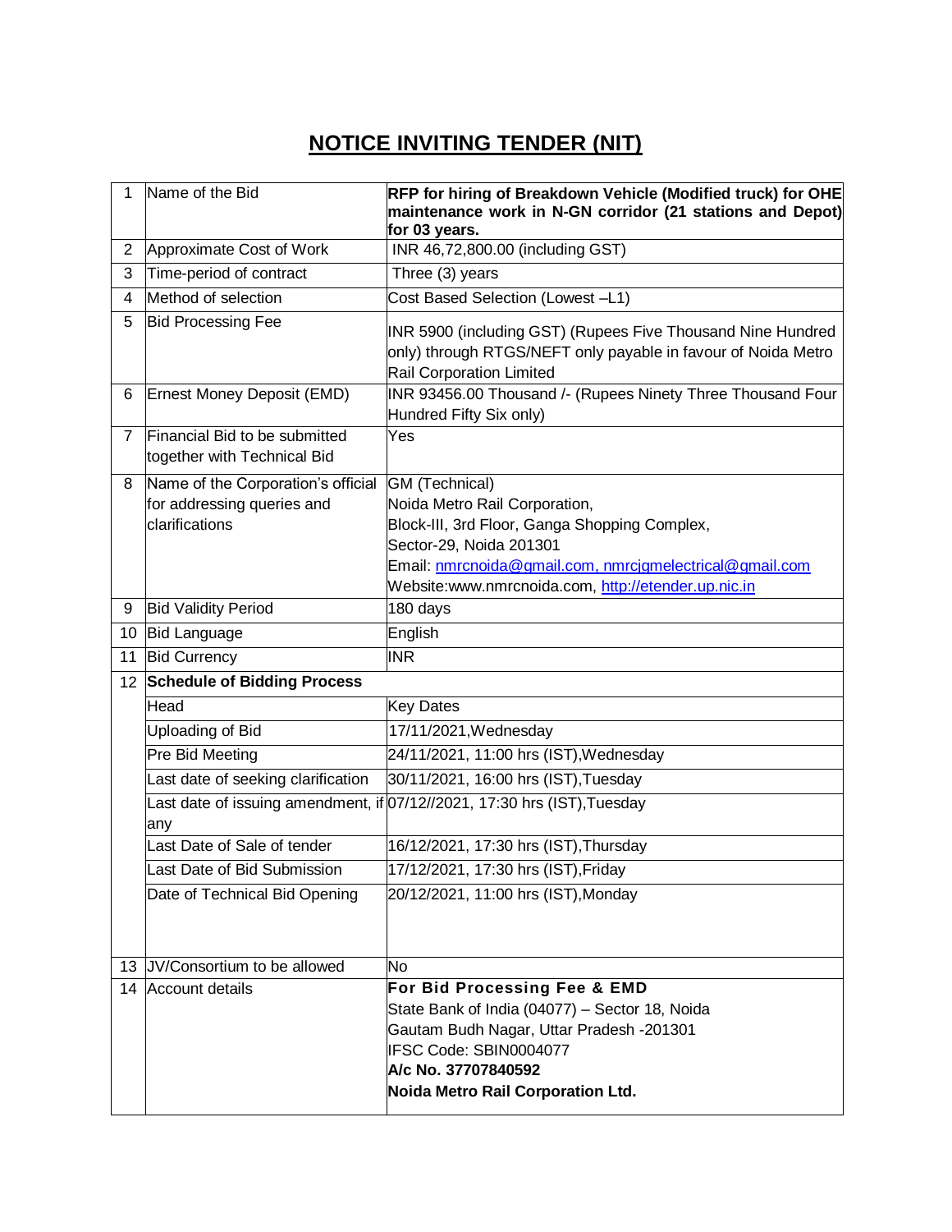# NOTICE INVITING TENDER (NIT)

| | | |
|---|---|---|
| 1 | Name of the Bid | **RFP for hiring of Breakdown Vehicle (Modified truck) for OHE maintenance work in N-GN corridor (21 stations and Depot) for 03 years.** |
| 2 | Approximate Cost of Work | INR 46,72,800.00 (including GST) |
| 3 | Time-period of contract | Three (3) years |
| 4 | Method of selection | Cost Based Selection (Lowest –L1) |
| 5 | Bid Processing Fee | INR 5900 (including GST) (Rupees Five Thousand Nine Hundred only) through RTGS/NEFT only payable in favour of Noida Metro Rail Corporation Limited |
| 6 | Ernest Money Deposit (EMD) | INR 93456.00 Thousand /- (Rupees Ninety Three Thousand Four Hundred Fifty Six only) |
| 7 | Financial Bid to be submitted together with Technical Bid | Yes |
| 8 | Name of the Corporation's official for addressing queries and clarifications | GM (Technical)<br>Noida Metro Rail Corporation,<br>Block-III, 3rd Floor, Ganga Shopping Complex,<br>Sector-29, Noida 201301<br>Email: nmrcnoida@gmail.com, nmrcjgmelectrical@gmail.com<br>Website:www.nmrcnoida.com, http://etender.up.nic.in |
| 9 | Bid Validity Period | 180 days |
| 10 | Bid Language | English |
| 11 | Bid Currency | INR |
| 12 | **Schedule of Bidding Process** | |
| | Head | Key Dates |
| | Uploading of Bid | 17/11/2021,Wednesday |
| | Pre Bid Meeting | 24/11/2021, 11:00 hrs (IST),Wednesday |
| | Last date of seeking clarification | 30/11/2021, 16:00 hrs (IST),Tuesday |
| | Last date of issuing amendment, if any | 07/12//2021, 17:30 hrs (IST),Tuesday |
| | Last Date of Sale of tender | 16/12/2021, 17:30 hrs (IST),Thursday |
| | Last Date of Bid Submission | 17/12/2021, 17:30 hrs (IST),Friday |
| | Date of Technical Bid Opening | 20/12/2021, 11:00 hrs (IST),Monday |
| 13 | JV/Consortium to be allowed | No |
| 14 | Account details | **For Bid Processing Fee & EMD**<br>State Bank of India (04077) – Sector 18, Noida<br>Gautam Budh Nagar, Uttar Pradesh -201301<br>IFSC Code: SBIN0004077<br>**A/c No. 37707840592**<br>**Noida Metro Rail Corporation Ltd.** |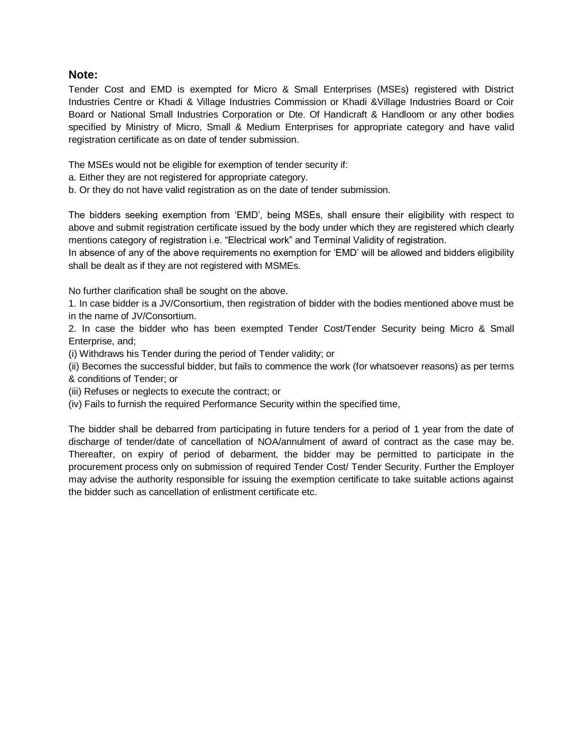**Note:**

Tender Cost and EMD is exempted for Micro & Small Enterprises (MSEs) registered with District Industries Centre or Khadi & Village Industries Commission or Khadi &Village Industries Board or Coir Board or National Small Industries Corporation or Dte. Of Handicraft & Handloom or any other bodies specified by Ministry of Micro, Small & Medium Enterprises for appropriate category and have valid registration certificate as on date of tender submission.

The MSEs would not be eligible for exemption of tender security if:

a. Either they are not registered for appropriate category.

b. Or they do not have valid registration as on the date of tender submission.

The bidders seeking exemption from 'EMD', being MSEs, shall ensure their eligibility with respect to above and submit registration certificate issued by the body under which they are registered which clearly mentions category of registration i.e. "Electrical work" and Terminal Validity of registration.

In absence of any of the above requirements no exemption for 'EMD' will be allowed and bidders eligibility shall be dealt as if they are not registered with MSMEs.

No further clarification shall be sought on the above.

1. In case bidder is a JV/Consortium, then registration of bidder with the bodies mentioned above must be in the name of JV/Consortium.

2. In case the bidder who has been exempted Tender Cost/Tender Security being Micro & Small Enterprise, and;

(i) Withdraws his Tender during the period of Tender validity; or

(ii) Becomes the successful bidder, but fails to commence the work (for whatsoever reasons) as per terms & conditions of Tender; or

(iii) Refuses or neglects to execute the contract; or

(iv) Fails to furnish the required Performance Security within the specified time,

The bidder shall be debarred from participating in future tenders for a period of 1 year from the date of discharge of tender/date of cancellation of NOA/annulment of award of contract as the case may be. Thereafter, on expiry of period of debarment, the bidder may be permitted to participate in the procurement process only on submission of required Tender Cost/ Tender Security. Further the Employer may advise the authority responsible for issuing the exemption certificate to take suitable actions against the bidder such as cancellation of enlistment certificate etc.